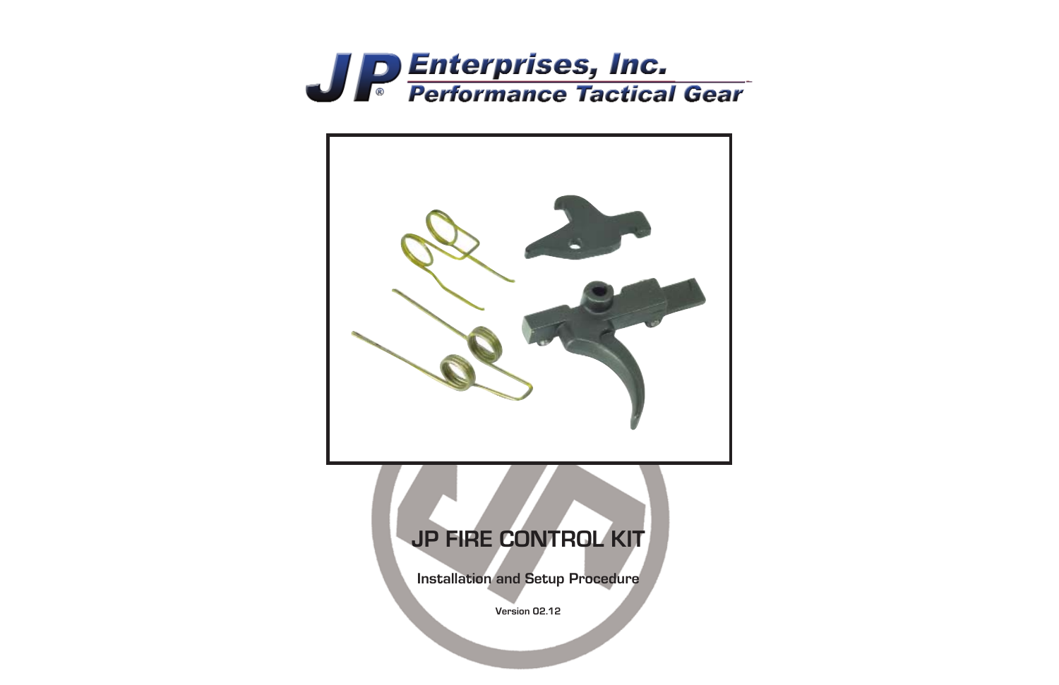JP Enterprises, Inc.
Performance Tactical Gear

# JP FIRE CONTROL KIT

## Installation and Setup Procedure

Version 02.12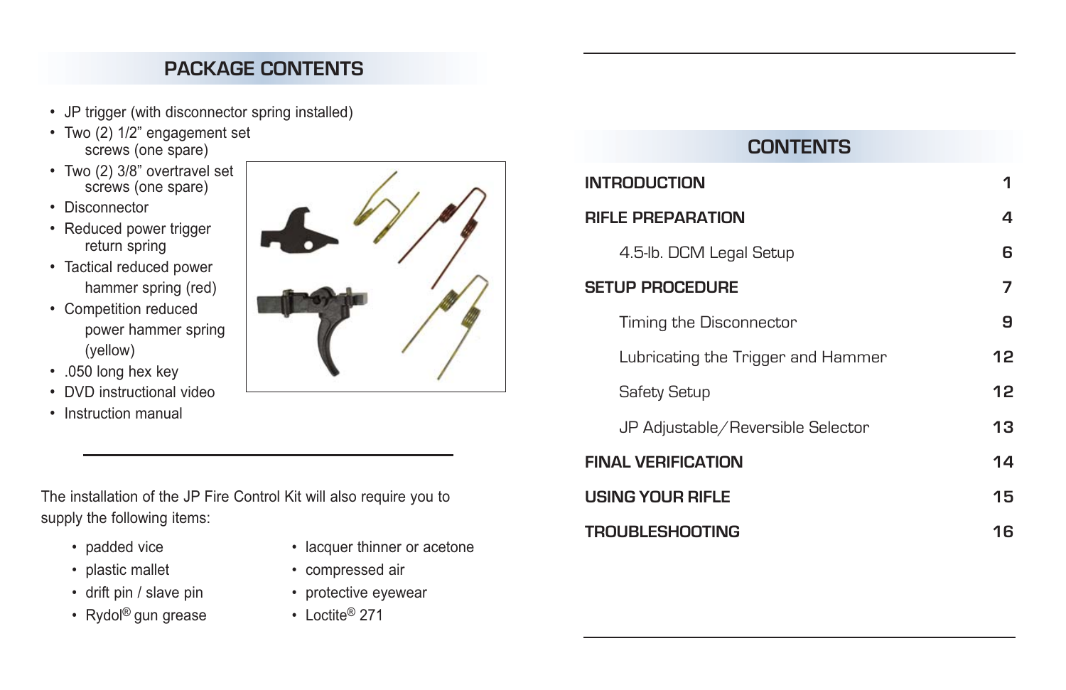## PACKAGE CONTENTS

- JP trigger (with disconnector spring installed)
- Two (2) 1/2" engagement set screws (one spare)
- Two (2) 3/8" overtravel set screws (one spare)
- Disconnector
- Reduced power trigger return spring
- Tactical reduced power hammer spring (red)
- Competition reduced power hammer spring (yellow)
- .050 long hex key
- DVD instructional video
- Instruction manual

The installation of the JP Fire Control Kit will also require you to supply the following items:

- padded vice
- plastic mallet
- drift pin / slave pin
- Rydol® gun grease
- lacquer thinner or acetone
- compressed air
- protective eyewear
- Loctite® 271

## CONTENTS

| | |
|---|---|
| **INTRODUCTION** | 1 |
| **RIFLE PREPARATION** | 4 |
| 4.5-lb. DCM Legal Setup | 6 |
| **SETUP PROCEDURE** | 7 |
| Timing the Disconnector | 9 |
| Lubricating the Trigger and Hammer | 12 |
| Safety Setup | 12 |
| JP Adjustable/Reversible Selector | 13 |
| **FINAL VERIFICATION** | 14 |
| **USING YOUR RIFLE** | 15 |
| **TROUBLESHOOTING** | 16 |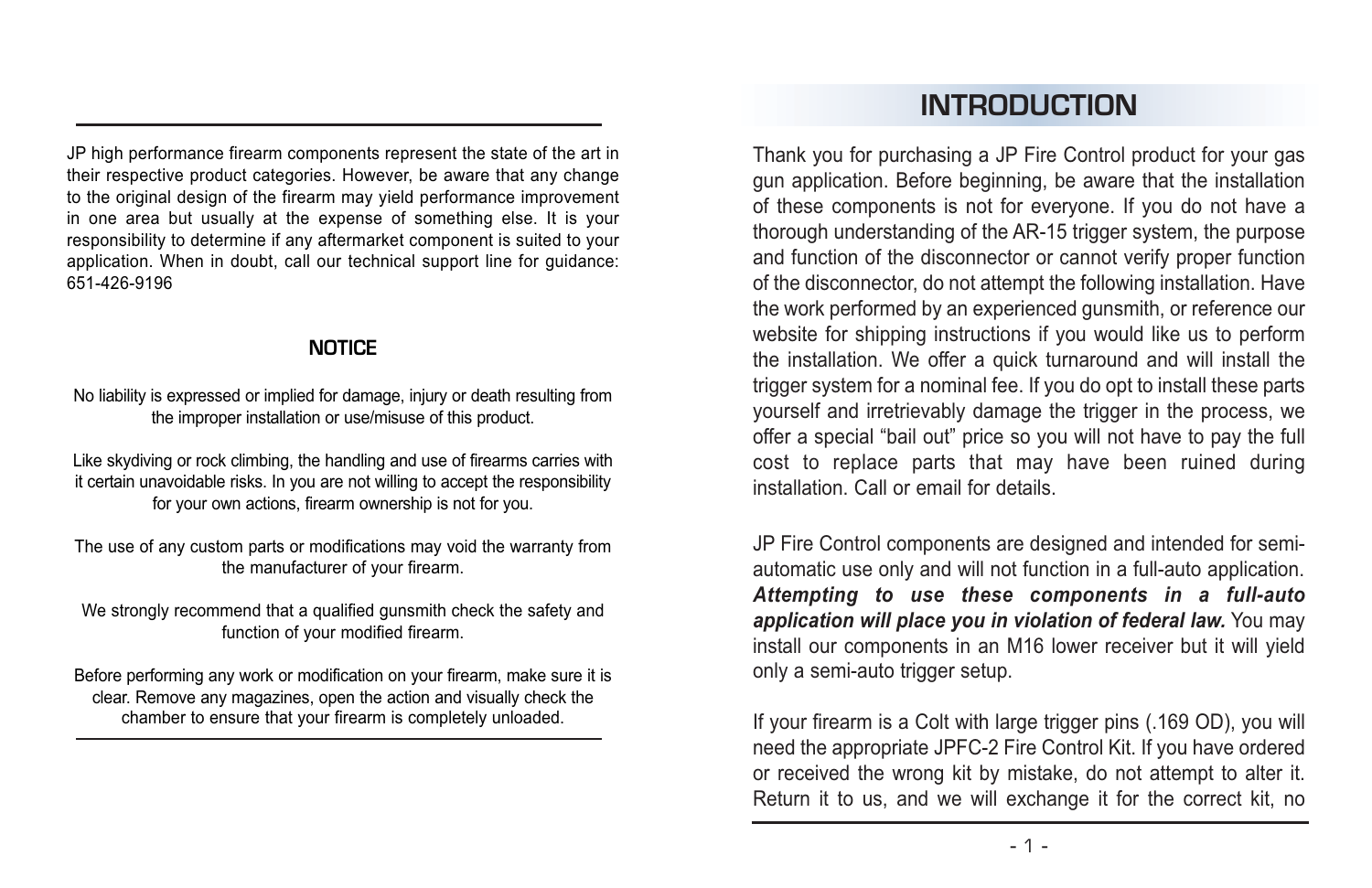JP high performance firearm components represent the state of the art in their respective product categories. However, be aware that any change to the original design of the firearm may yield performance improvement in one area but usually at the expense of something else. It is your responsibility to determine if any aftermarket component is suited to your application. When in doubt, call our technical support line for guidance: 651-426-9196

### NOTICE

No liability is expressed or implied for damage, injury or death resulting from the improper installation or use/misuse of this product.

Like skydiving or rock climbing, the handling and use of firearms carries with it certain unavoidable risks. In you are not willing to accept the responsibility for your own actions, firearm ownership is not for you.

The use of any custom parts or modifications may void the warranty from the manufacturer of your firearm.

We strongly recommend that a qualified gunsmith check the safety and function of your modified firearm.

Before performing any work or modification on your firearm, make sure it is clear. Remove any magazines, open the action and visually check the chamber to ensure that your firearm is completely unloaded.

## INTRODUCTION

Thank you for purchasing a JP Fire Control product for your gas gun application. Before beginning, be aware that the installation of these components is not for everyone. If you do not have a thorough understanding of the AR-15 trigger system, the purpose and function of the disconnector or cannot verify proper function of the disconnector, do not attempt the following installation. Have the work performed by an experienced gunsmith, or reference our website for shipping instructions if you would like us to perform the installation. We offer a quick turnaround and will install the trigger system for a nominal fee. If you do opt to install these parts yourself and irretrievably damage the trigger in the process, we offer a special “bail out” price so you will not have to pay the full cost to replace parts that may have been ruined during installation. Call or email for details.

JP Fire Control components are designed and intended for semi-automatic use only and will not function in a full-auto application. ***Attempting to use these components in a full-auto application will place you in violation of federal law.*** You may install our components in an M16 lower receiver but it will yield only a semi-auto trigger setup.

If your firearm is a Colt with large trigger pins (.169 OD), you will need the appropriate JPFC-2 Fire Control Kit. If you have ordered or received the wrong kit by mistake, do not attempt to alter it. Return it to us, and we will exchange it for the correct kit, no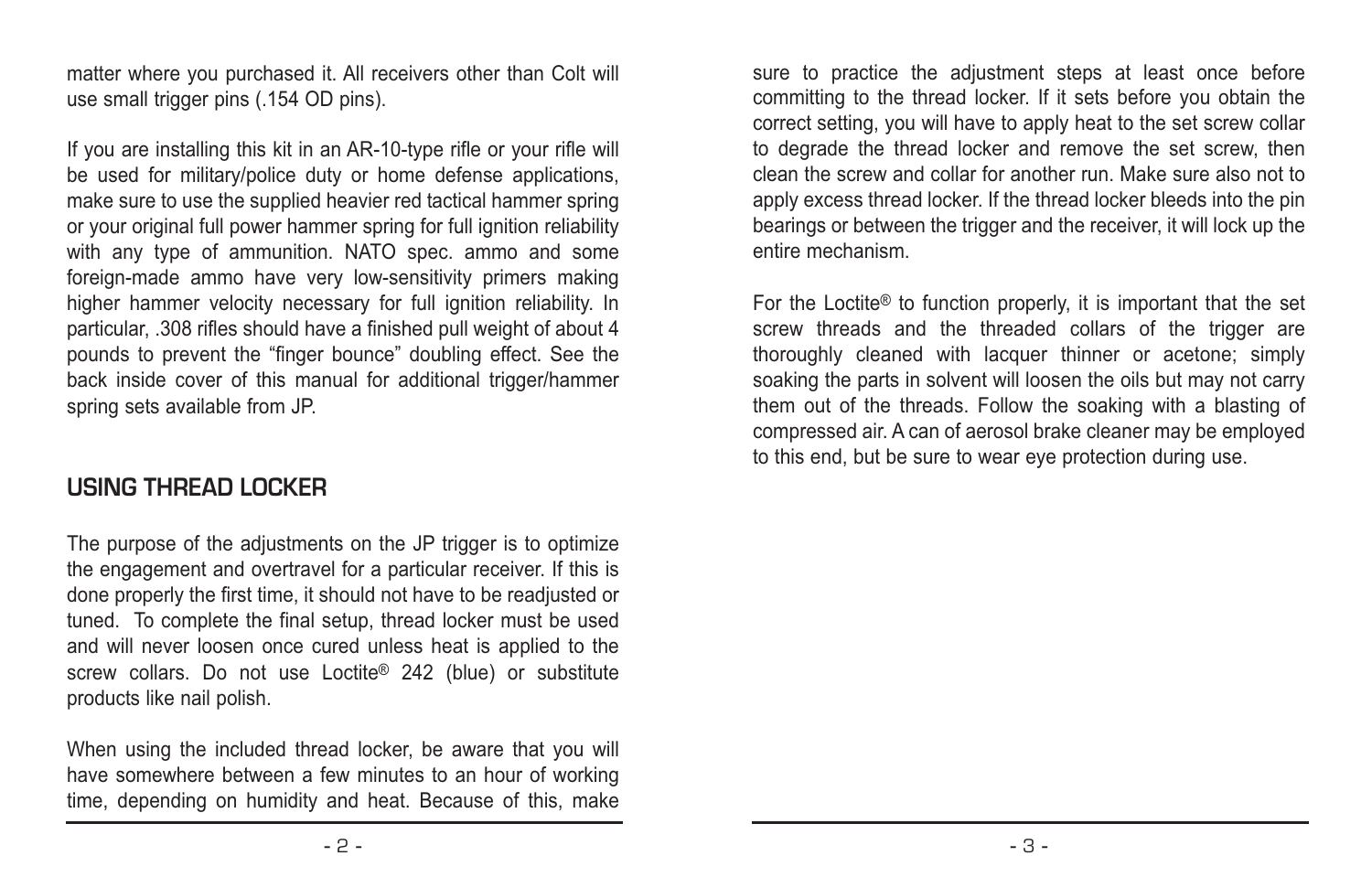matter where you purchased it. All receivers other than Colt will use small trigger pins (.154 OD pins).

If you are installing this kit in an AR-10-type rifle or your rifle will be used for military/police duty or home defense applications, make sure to use the supplied heavier red tactical hammer spring or your original full power hammer spring for full ignition reliability with any type of ammunition. NATO spec. ammo and some foreign-made ammo have very low-sensitivity primers making higher hammer velocity necessary for full ignition reliability. In particular, .308 rifles should have a finished pull weight of about 4 pounds to prevent the "finger bounce" doubling effect. See the back inside cover of this manual for additional trigger/hammer spring sets available from JP.

## USING THREAD LOCKER

The purpose of the adjustments on the JP trigger is to optimize the engagement and overtravel for a particular receiver. If this is done properly the first time, it should not have to be readjusted or tuned. To complete the final setup, thread locker must be used and will never loosen once cured unless heat is applied to the screw collars. Do not use Loctite® 242 (blue) or substitute products like nail polish.

When using the included thread locker, be aware that you will have somewhere between a few minutes to an hour of working time, depending on humidity and heat. Because of this, make sure to practice the adjustment steps at least once before committing to the thread locker. If it sets before you obtain the correct setting, you will have to apply heat to the set screw collar to degrade the thread locker and remove the set screw, then clean the screw and collar for another run. Make sure also not to apply excess thread locker. If the thread locker bleeds into the pin bearings or between the trigger and the receiver, it will lock up the entire mechanism.

For the Loctite® to function properly, it is important that the set screw threads and the threaded collars of the trigger are thoroughly cleaned with lacquer thinner or acetone; simply soaking the parts in solvent will loosen the oils but may not carry them out of the threads. Follow the soaking with a blasting of compressed air. A can of aerosol brake cleaner may be employed to this end, but be sure to wear eye protection during use.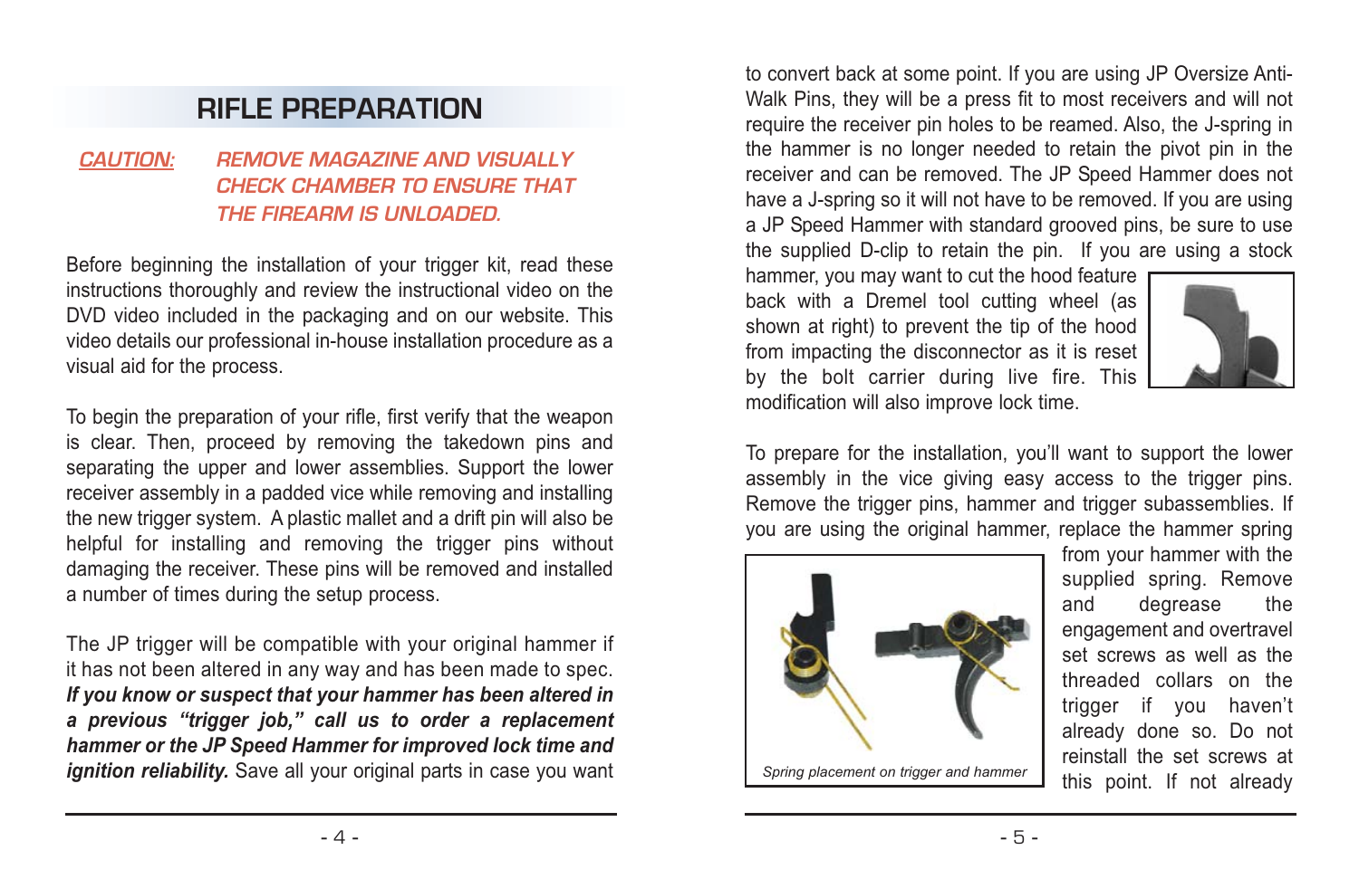## RIFLE PREPARATION

*CAUTION:* ***REMOVE MAGAZINE AND VISUALLY CHECK CHAMBER TO ENSURE THAT THE FIREARM IS UNLOADED.***

Before beginning the installation of your trigger kit, read these instructions thoroughly and review the instructional video on the DVD video included in the packaging and on our website. This video details our professional in-house installation procedure as a visual aid for the process.

To begin the preparation of your rifle, first verify that the weapon is clear. Then, proceed by removing the takedown pins and separating the upper and lower assemblies. Support the lower receiver assembly in a padded vice while removing and installing the new trigger system. A plastic mallet and a drift pin will also be helpful for installing and removing the trigger pins without damaging the receiver. These pins will be removed and installed a number of times during the setup process.

The JP trigger will be compatible with your original hammer if it has not been altered in any way and has been made to spec. ***If you know or suspect that your hammer has been altered in a previous "trigger job," call us to order a replacement hammer or the JP Speed Hammer for improved lock time and ignition reliability.*** Save all your original parts in case you want to convert back at some point. If you are using JP Oversize Anti-Walk Pins, they will be a press fit to most receivers and will not require the receiver pin holes to be reamed. Also, the J-spring in the hammer is no longer needed to retain the pivot pin in the receiver and can be removed. The JP Speed Hammer does not have a J-spring so it will not have to be removed. If you are using a JP Speed Hammer with standard grooved pins, be sure to use the supplied D-clip to retain the pin. If you are using a stock hammer, you may want to cut the hood feature back with a Dremel tool cutting wheel (as shown at right) to prevent the tip of the hood from impacting the disconnector as it is reset by the bolt carrier during live fire. This modification will also improve lock time.

To prepare for the installation, you'll want to support the lower assembly in the vice giving easy access to the trigger pins. Remove the trigger pins, hammer and trigger subassemblies. If you are using the original hammer, replace the hammer spring from your hammer with the supplied spring. Remove and degrease the engagement and overtravel set screws as well as the threaded collars on the trigger if you haven't already done so. Do not reinstall the set screws at this point. If not already

*Spring placement on trigger and hammer*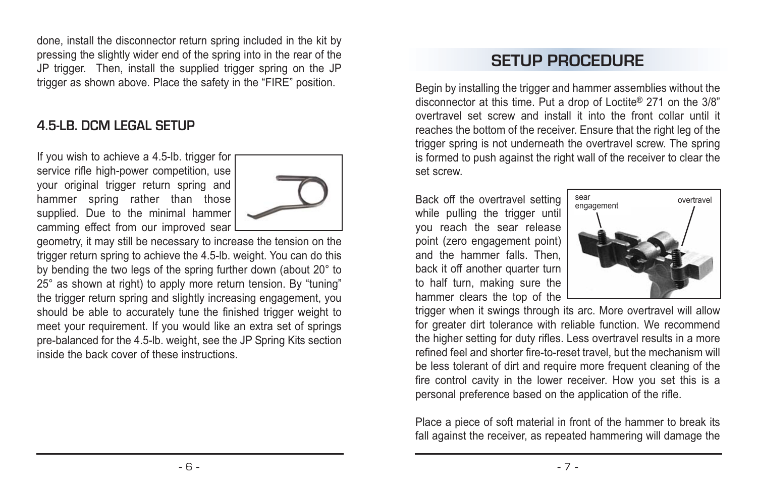done, install the disconnector return spring included in the kit by pressing the slightly wider end of the spring into in the rear of the JP trigger. Then, install the supplied trigger spring on the JP trigger as shown above. Place the safety in the “FIRE” position.

## 4.5-LB. DCM LEGAL SETUP

If you wish to achieve a 4.5-lb. trigger for service rifle high-power competition, use your original trigger return spring and hammer spring rather than those supplied. Due to the minimal hammer camming effect from our improved sear geometry, it may still be necessary to increase the tension on the trigger return spring to achieve the 4.5-lb. weight. You can do this by bending the two legs of the spring further down (about 20° to 25° as shown at right) to apply more return tension. By “tuning” the trigger return spring and slightly increasing engagement, you should be able to accurately tune the finished trigger weight to meet your requirement. If you would like an extra set of springs pre-balanced for the 4.5-lb. weight, see the JP Spring Kits section inside the back cover of these instructions.

## SETUP PROCEDURE

Begin by installing the trigger and hammer assemblies without the disconnector at this time. Put a drop of Loctite® 271 on the 3/8” overtravel set screw and install it into the front collar until it reaches the bottom of the receiver. Ensure that the right leg of the trigger spring is not underneath the overtravel screw. The spring is formed to push against the right wall of the receiver to clear the set screw.

sear engagement

overtravel

Back off the overtravel setting while pulling the trigger until you reach the sear release point (zero engagement point) and the hammer falls. Then, back it off another quarter turn to half turn, making sure the hammer clears the top of the trigger when it swings through its arc. More overtravel will allow for greater dirt tolerance with reliable function. We recommend the higher setting for duty rifles. Less overtravel results in a more refined feel and shorter fire-to-reset travel, but the mechanism will be less tolerant of dirt and require more frequent cleaning of the fire control cavity in the lower receiver. How you set this is a personal preference based on the application of the rifle.

Place a piece of soft material in front of the hammer to break its fall against the receiver, as repeated hammering will damage the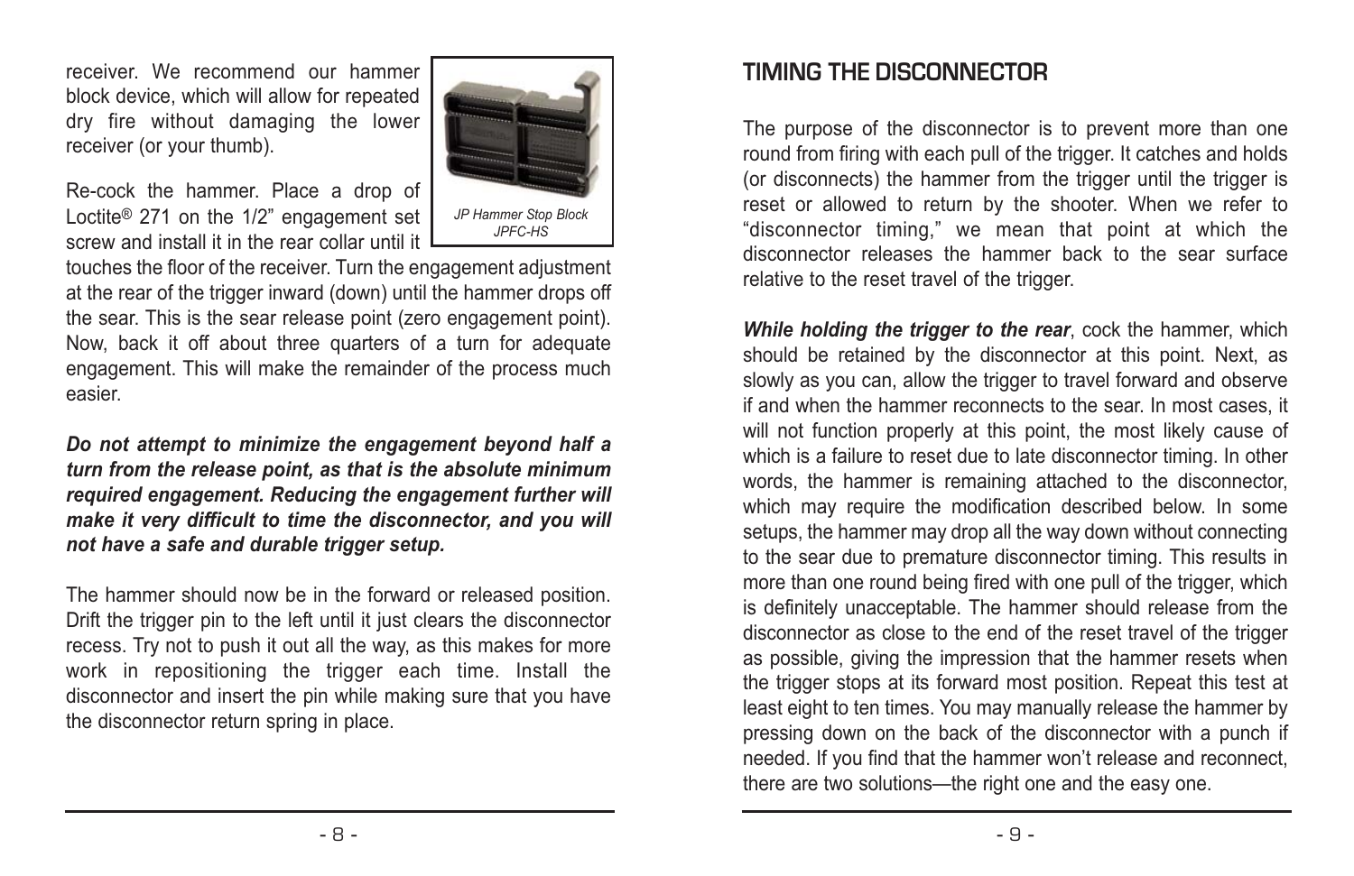receiver. We recommend our hammer block device, which will allow for repeated dry fire without damaging the lower receiver (or your thumb).

*JP Hammer Stop Block JPFC-HS*

Re-cock the hammer. Place a drop of Loctite® 271 on the 1/2" engagement set screw and install it in the rear collar until it touches the floor of the receiver. Turn the engagement adjustment at the rear of the trigger inward (down) until the hammer drops off the sear. This is the sear release point (zero engagement point). Now, back it off about three quarters of a turn for adequate engagement. This will make the remainder of the process much easier.

***Do not attempt to minimize the engagement beyond half a turn from the release point, as that is the absolute minimum required engagement. Reducing the engagement further will make it very difficult to time the disconnector, and you will not have a safe and durable trigger setup.***

The hammer should now be in the forward or released position. Drift the trigger pin to the left until it just clears the disconnector recess. Try not to push it out all the way, as this makes for more work in repositioning the trigger each time. Install the disconnector and insert the pin while making sure that you have the disconnector return spring in place.

## TIMING THE DISCONNECTOR

The purpose of the disconnector is to prevent more than one round from firing with each pull of the trigger. It catches and holds (or disconnects) the hammer from the trigger until the trigger is reset or allowed to return by the shooter. When we refer to "disconnector timing," we mean that point at which the disconnector releases the hammer back to the sear surface relative to the reset travel of the trigger.

***While holding the trigger to the rear***, cock the hammer, which should be retained by the disconnector at this point. Next, as slowly as you can, allow the trigger to travel forward and observe if and when the hammer reconnects to the sear. In most cases, it will not function properly at this point, the most likely cause of which is a failure to reset due to late disconnector timing. In other words, the hammer is remaining attached to the disconnector, which may require the modification described below. In some setups, the hammer may drop all the way down without connecting to the sear due to premature disconnector timing. This results in more than one round being fired with one pull of the trigger, which is definitely unacceptable. The hammer should release from the disconnector as close to the end of the reset travel of the trigger as possible, giving the impression that the hammer resets when the trigger stops at its forward most position. Repeat this test at least eight to ten times. You may manually release the hammer by pressing down on the back of the disconnector with a punch if needed. If you find that the hammer won't release and reconnect, there are two solutions—the right one and the easy one.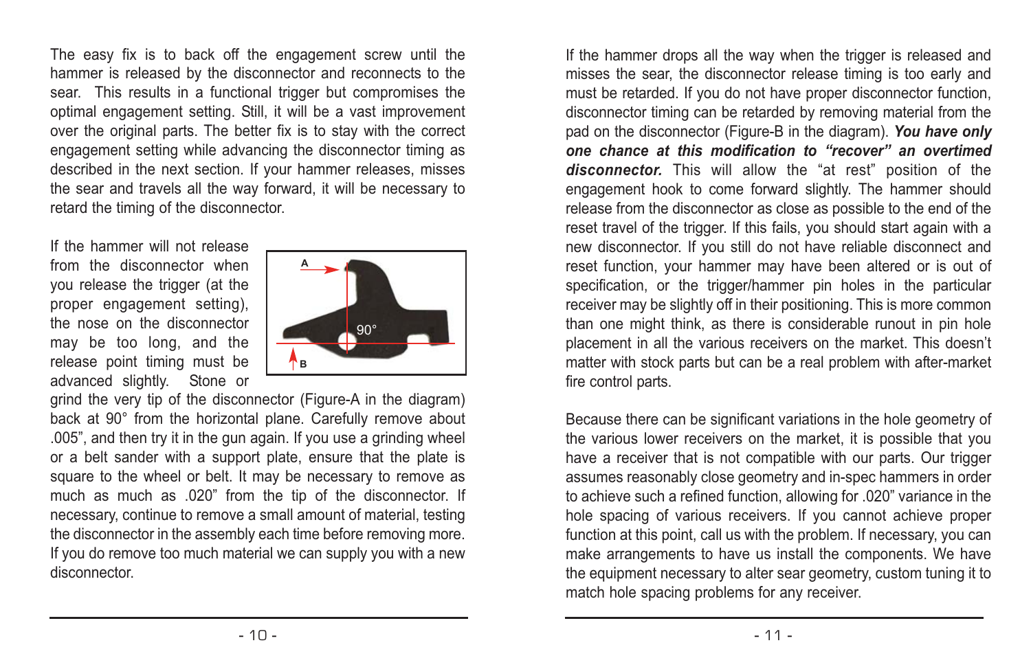The easy fix is to back off the engagement screw until the hammer is released by the disconnector and reconnects to the sear. This results in a functional trigger but compromises the optimal engagement setting. Still, it will be a vast improvement over the original parts. The better fix is to stay with the correct engagement setting while advancing the disconnector timing as described in the next section. If your hammer releases, misses the sear and travels all the way forward, it will be necessary to retard the timing of the disconnector.

If the hammer will not release from the disconnector when you release the trigger (at the proper engagement setting), the nose on the disconnector may be too long, and the release point timing must be advanced slightly. Stone or grind the very tip of the disconnector (Figure-A in the diagram) back at 90° from the horizontal plane. Carefully remove about .005", and then try it in the gun again. If you use a grinding wheel or a belt sander with a support plate, ensure that the plate is square to the wheel or belt. It may be necessary to remove as much as much as .020" from the tip of the disconnector. If necessary, continue to remove a small amount of material, testing the disconnector in the assembly each time before removing more. If you do remove too much material we can supply you with a new disconnector.

If the hammer drops all the way when the trigger is released and misses the sear, the disconnector release timing is too early and must be retarded. If you do not have proper disconnector function, disconnector timing can be retarded by removing material from the pad on the disconnector (Figure-B in the diagram). ***You have only one chance at this modification to "recover" an overtimed disconnector.*** This will allow the "at rest" position of the engagement hook to come forward slightly. The hammer should release from the disconnector as close as possible to the end of the reset travel of the trigger. If this fails, you should start again with a new disconnector. If you still do not have reliable disconnect and reset function, your hammer may have been altered or is out of specification, or the trigger/hammer pin holes in the particular receiver may be slightly off in their positioning. This is more common than one might think, as there is considerable runout in pin hole placement in all the various receivers on the market. This doesn't matter with stock parts but can be a real problem with after-market fire control parts.

Because there can be significant variations in the hole geometry of the various lower receivers on the market, it is possible that you have a receiver that is not compatible with our parts. Our trigger assumes reasonably close geometry and in-spec hammers in order to achieve such a refined function, allowing for .020" variance in the hole spacing of various receivers. If you cannot achieve proper function at this point, call us with the problem. If necessary, you can make arrangements to have us install the components. We have the equipment necessary to alter sear geometry, custom tuning it to match hole spacing problems for any receiver.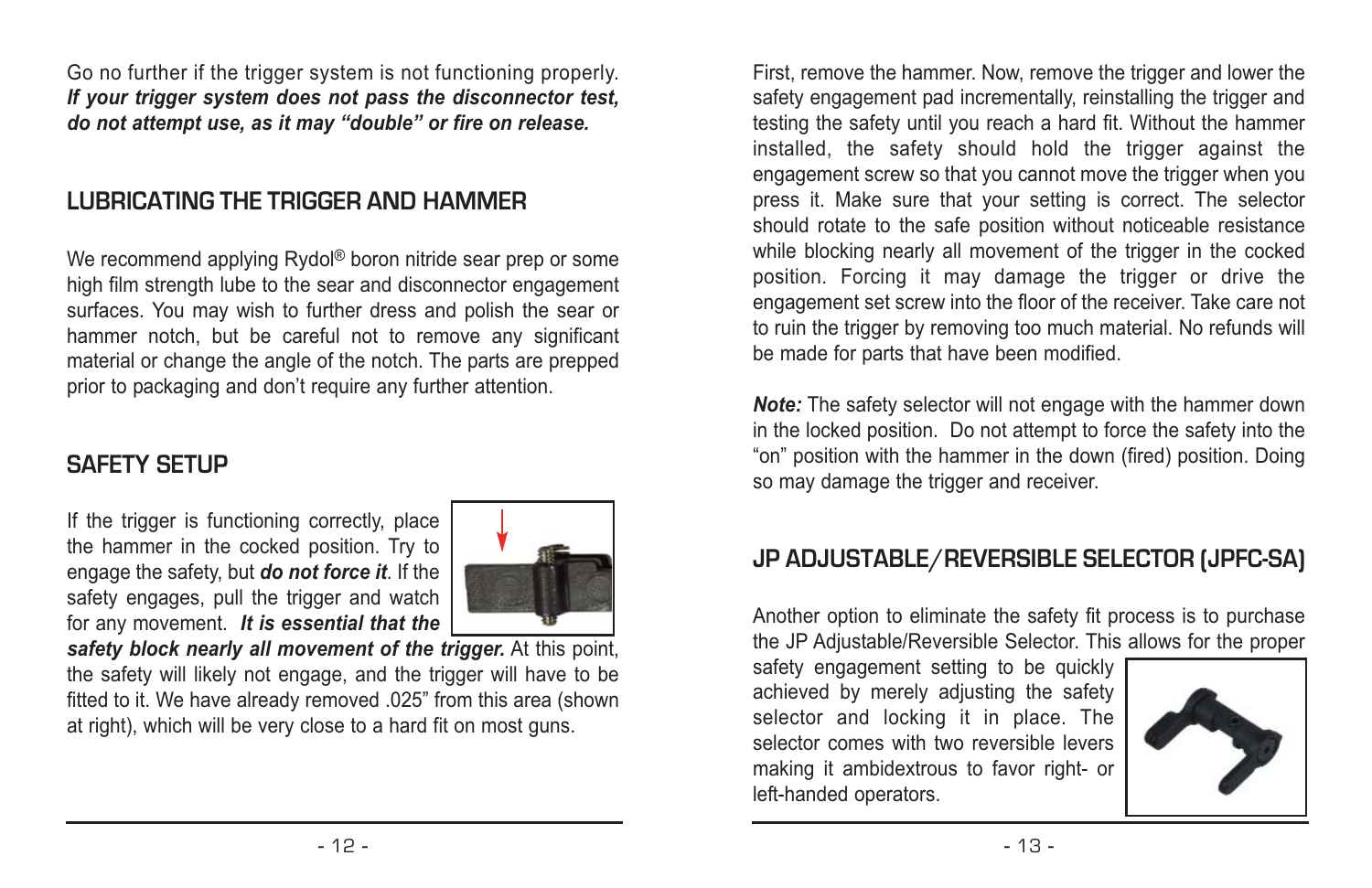Go no further if the trigger system is not functioning properly. ***If your trigger system does not pass the disconnector test, do not attempt use, as it may "double" or fire on release.***

## LUBRICATING THE TRIGGER AND HAMMER

We recommend applying Rydol® boron nitride sear prep or some high film strength lube to the sear and disconnector engagement surfaces. You may wish to further dress and polish the sear or hammer notch, but be careful not to remove any significant material or change the angle of the notch. The parts are prepped prior to packaging and don't require any further attention.

## SAFETY SETUP

If the trigger is functioning correctly, place the hammer in the cocked position. Try to engage the safety, but ***do not force it***. If the safety engages, pull the trigger and watch for any movement. ***It is essential that the safety block nearly all movement of the trigger.*** At this point, the safety will likely not engage, and the trigger will have to be fitted to it. We have already removed .025" from this area (shown at right), which will be very close to a hard fit on most guns.

First, remove the hammer. Now, remove the trigger and lower the safety engagement pad incrementally, reinstalling the trigger and testing the safety until you reach a hard fit. Without the hammer installed, the safety should hold the trigger against the engagement screw so that you cannot move the trigger when you press it. Make sure that your setting is correct. The selector should rotate to the safe position without noticeable resistance while blocking nearly all movement of the trigger in the cocked position. Forcing it may damage the trigger or drive the engagement set screw into the floor of the receiver. Take care not to ruin the trigger by removing too much material. No refunds will be made for parts that have been modified.

***Note:*** The safety selector will not engage with the hammer down in the locked position. Do not attempt to force the safety into the "on" position with the hammer in the down (fired) position. Doing so may damage the trigger and receiver.

## JP ADJUSTABLE/REVERSIBLE SELECTOR (JPFC-SA)

Another option to eliminate the safety fit process is to purchase the JP Adjustable/Reversible Selector. This allows for the proper safety engagement setting to be quickly achieved by merely adjusting the safety selector and locking it in place. The selector comes with two reversible levers making it ambidextrous to favor right- or left-handed operators.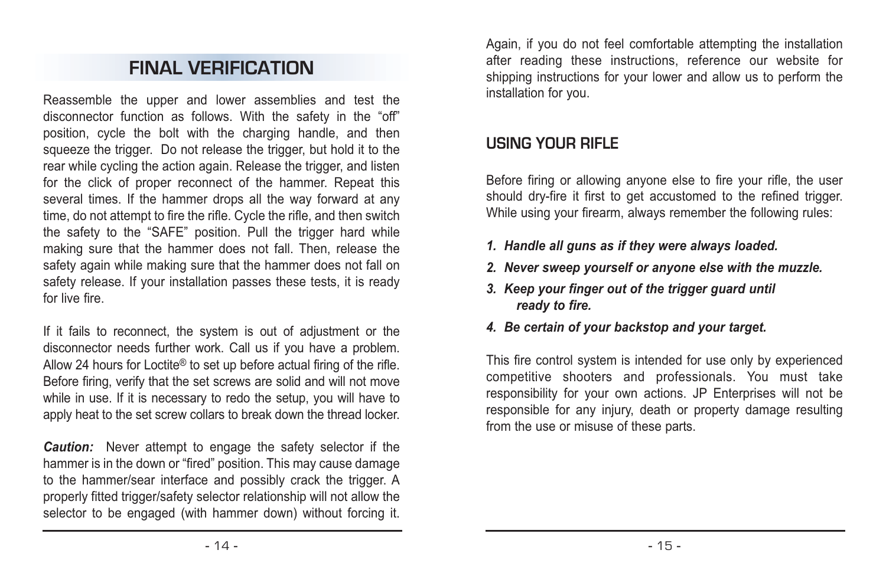## FINAL VERIFICATION

Reassemble the upper and lower assemblies and test the disconnector function as follows. With the safety in the “off” position, cycle the bolt with the charging handle, and then squeeze the trigger. Do not release the trigger, but hold it to the rear while cycling the action again. Release the trigger, and listen for the click of proper reconnect of the hammer. Repeat this several times. If the hammer drops all the way forward at any time, do not attempt to fire the rifle. Cycle the rifle, and then switch the safety to the “SAFE” position. Pull the trigger hard while making sure that the hammer does not fall. Then, release the safety again while making sure that the hammer does not fall on safety release. If your installation passes these tests, it is ready for live fire.

If it fails to reconnect, the system is out of adjustment or the disconnector needs further work. Call us if you have a problem. Allow 24 hours for Loctite® to set up before actual firing of the rifle. Before firing, verify that the set screws are solid and will not move while in use. If it is necessary to redo the setup, you will have to apply heat to the set screw collars to break down the thread locker.

***Caution:*** Never attempt to engage the safety selector if the hammer is in the down or “fired” position. This may cause damage to the hammer/sear interface and possibly crack the trigger. A properly fitted trigger/safety selector relationship will not allow the selector to be engaged (with hammer down) without forcing it.

Again, if you do not feel comfortable attempting the installation after reading these instructions, reference our website for shipping instructions for your lower and allow us to perform the installation for you.

## USING YOUR RIFLE

Before firing or allowing anyone else to fire your rifle, the user should dry-fire it first to get accustomed to the refined trigger. While using your firearm, always remember the following rules:

1. ***Handle all guns as if they were always loaded.***
2. ***Never sweep yourself or anyone else with the muzzle.***
3. ***Keep your finger out of the trigger guard until ready to fire.***
4. ***Be certain of your backstop and your target.***

This fire control system is intended for use only by experienced competitive shooters and professionals. You must take responsibility for your own actions. JP Enterprises will not be responsible for any injury, death or property damage resulting from the use or misuse of these parts.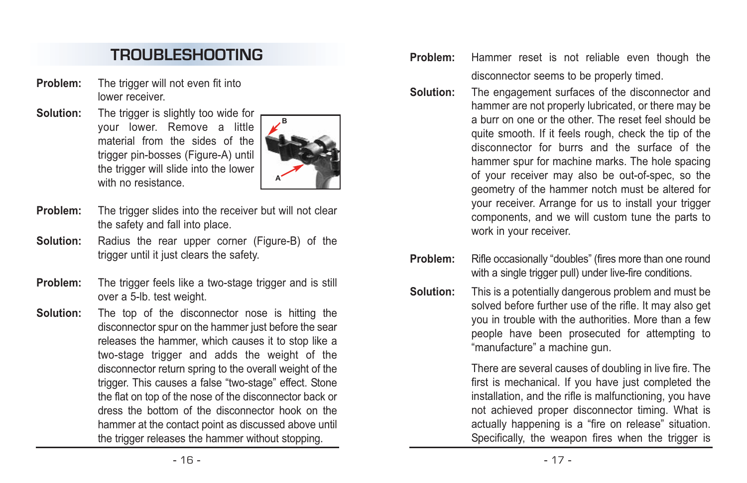## TROUBLESHOOTING

**Problem:** The trigger will not even fit into lower receiver.

**Solution:** The trigger is slightly too wide for your lower. Remove a little material from the sides of the trigger pin-bosses (Figure-A) until the trigger will slide into the lower with no resistance.

**Problem:** The trigger slides into the receiver but will not clear the safety and fall into place.

**Solution:** Radius the rear upper corner (Figure-B) of the trigger until it just clears the safety.

**Problem:** The trigger feels like a two-stage trigger and is still over a 5-lb. test weight.

**Solution:** The top of the disconnector nose is hitting the disconnector spur on the hammer just before the sear releases the hammer, which causes it to stop like a two-stage trigger and adds the weight of the disconnector return spring to the overall weight of the trigger. This causes a false "two-stage" effect. Stone the flat on top of the nose of the disconnector back or dress the bottom of the disconnector hook on the hammer at the contact point as discussed above until the trigger releases the hammer without stopping.

**Problem:** Hammer reset is not reliable even though the disconnector seems to be properly timed.

**Solution:** The engagement surfaces of the disconnector and hammer are not properly lubricated, or there may be a burr on one or the other. The reset feel should be quite smooth. If it feels rough, check the tip of the disconnector for burrs and the surface of the hammer spur for machine marks. The hole spacing of your receiver may also be out-of-spec, so the geometry of the hammer notch must be altered for your receiver. Arrange for us to install your trigger components, and we will custom tune the parts to work in your receiver.

**Problem:** Rifle occasionally "doubles" (fires more than one round with a single trigger pull) under live-fire conditions.

**Solution:** This is a potentially dangerous problem and must be solved before further use of the rifle. It may also get you in trouble with the authorities. More than a few people have been prosecuted for attempting to "manufacture" a machine gun.

There are several causes of doubling in live fire. The first is mechanical. If you have just completed the installation, and the rifle is malfunctioning, you have not achieved proper disconnector timing. What is actually happening is a "fire on release" situation. Specifically, the weapon fires when the trigger is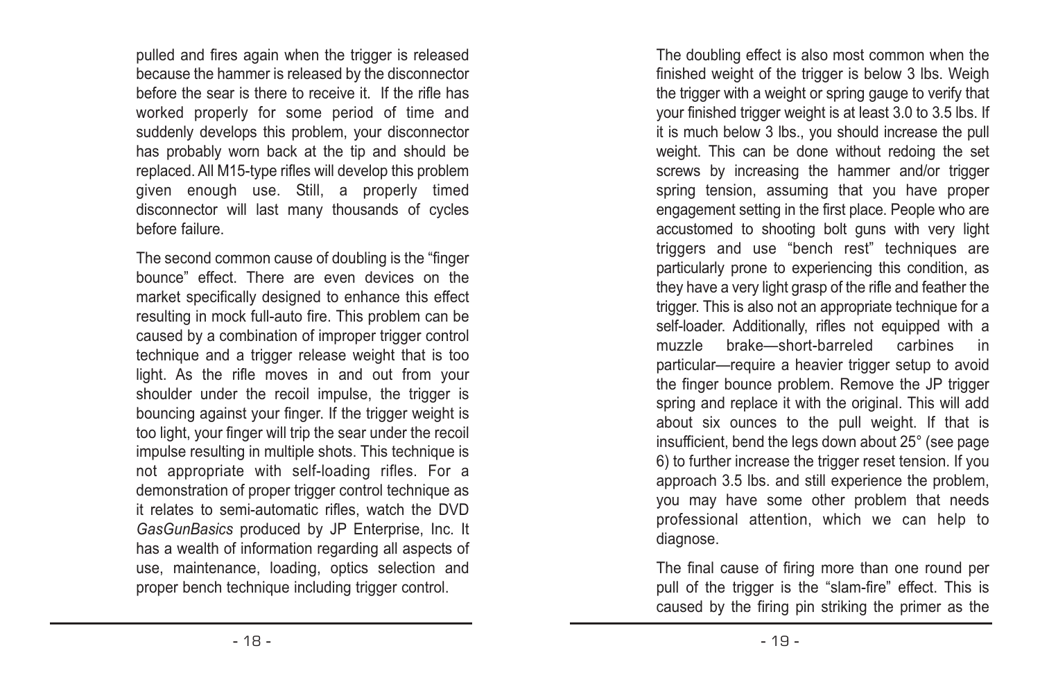pulled and fires again when the trigger is released because the hammer is released by the disconnector before the sear is there to receive it. If the rifle has worked properly for some period of time and suddenly develops this problem, your disconnector has probably worn back at the tip and should be replaced. All M15-type rifles will develop this problem given enough use. Still, a properly timed disconnector will last many thousands of cycles before failure.

The second common cause of doubling is the "finger bounce" effect. There are even devices on the market specifically designed to enhance this effect resulting in mock full-auto fire. This problem can be caused by a combination of improper trigger control technique and a trigger release weight that is too light. As the rifle moves in and out from your shoulder under the recoil impulse, the trigger is bouncing against your finger. If the trigger weight is too light, your finger will trip the sear under the recoil impulse resulting in multiple shots. This technique is not appropriate with self-loading rifles. For a demonstration of proper trigger control technique as it relates to semi-automatic rifles, watch the DVD *GasGunBasics* produced by JP Enterprise, Inc. It has a wealth of information regarding all aspects of use, maintenance, loading, optics selection and proper bench technique including trigger control.

The doubling effect is also most common when the finished weight of the trigger is below 3 lbs. Weigh the trigger with a weight or spring gauge to verify that your finished trigger weight is at least 3.0 to 3.5 lbs. If it is much below 3 lbs., you should increase the pull weight. This can be done without redoing the set screws by increasing the hammer and/or trigger spring tension, assuming that you have proper engagement setting in the first place. People who are accustomed to shooting bolt guns with very light triggers and use "bench rest" techniques are particularly prone to experiencing this condition, as they have a very light grasp of the rifle and feather the trigger. This is also not an appropriate technique for a self-loader. Additionally, rifles not equipped with a muzzle brake—short-barreled carbines in particular—require a heavier trigger setup to avoid the finger bounce problem. Remove the JP trigger spring and replace it with the original. This will add about six ounces to the pull weight. If that is insufficient, bend the legs down about 25° (see page 6) to further increase the trigger reset tension. If you approach 3.5 lbs. and still experience the problem, you may have some other problem that needs professional attention, which we can help to diagnose.

The final cause of firing more than one round per pull of the trigger is the "slam-fire" effect. This is caused by the firing pin striking the primer as the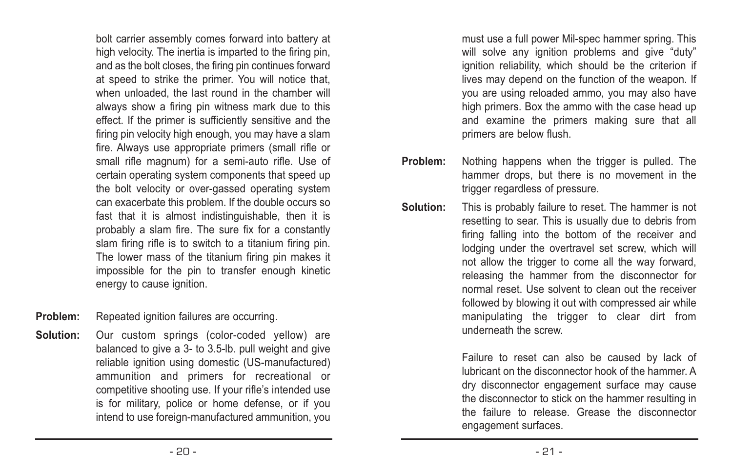bolt carrier assembly comes forward into battery at high velocity. The inertia is imparted to the firing pin, and as the bolt closes, the firing pin continues forward at speed to strike the primer. You will notice that, when unloaded, the last round in the chamber will always show a firing pin witness mark due to this effect. If the primer is sufficiently sensitive and the firing pin velocity high enough, you may have a slam fire. Always use appropriate primers (small rifle or small rifle magnum) for a semi-auto rifle. Use of certain operating system components that speed up the bolt velocity or over-gassed operating system can exacerbate this problem. If the double occurs so fast that it is almost indistinguishable, then it is probably a slam fire. The sure fix for a constantly slam firing rifle is to switch to a titanium firing pin. The lower mass of the titanium firing pin makes it impossible for the pin to transfer enough kinetic energy to cause ignition.

**Problem:** Repeated ignition failures are occurring.

**Solution:** Our custom springs (color-coded yellow) are balanced to give a 3- to 3.5-lb. pull weight and give reliable ignition using domestic (US-manufactured) ammunition and primers for recreational or competitive shooting use. If your rifle's intended use is for military, police or home defense, or if you intend to use foreign-manufactured ammunition, you must use a full power Mil-spec hammer spring. This will solve any ignition problems and give "duty" ignition reliability, which should be the criterion if lives may depend on the function of the weapon. If you are using reloaded ammo, you may also have high primers. Box the ammo with the case head up and examine the primers making sure that all primers are below flush.

**Problem:** Nothing happens when the trigger is pulled. The hammer drops, but there is no movement in the trigger regardless of pressure.

**Solution:** This is probably failure to reset. The hammer is not resetting to sear. This is usually due to debris from firing falling into the bottom of the receiver and lodging under the overtravel set screw, which will not allow the trigger to come all the way forward, releasing the hammer from the disconnector for normal reset. Use solvent to clean out the receiver followed by blowing it out with compressed air while manipulating the trigger to clear dirt from underneath the screw.

Failure to reset can also be caused by lack of lubricant on the disconnector hook of the hammer. A dry disconnector engagement surface may cause the disconnector to stick on the hammer resulting in the failure to release. Grease the disconnector engagement surfaces.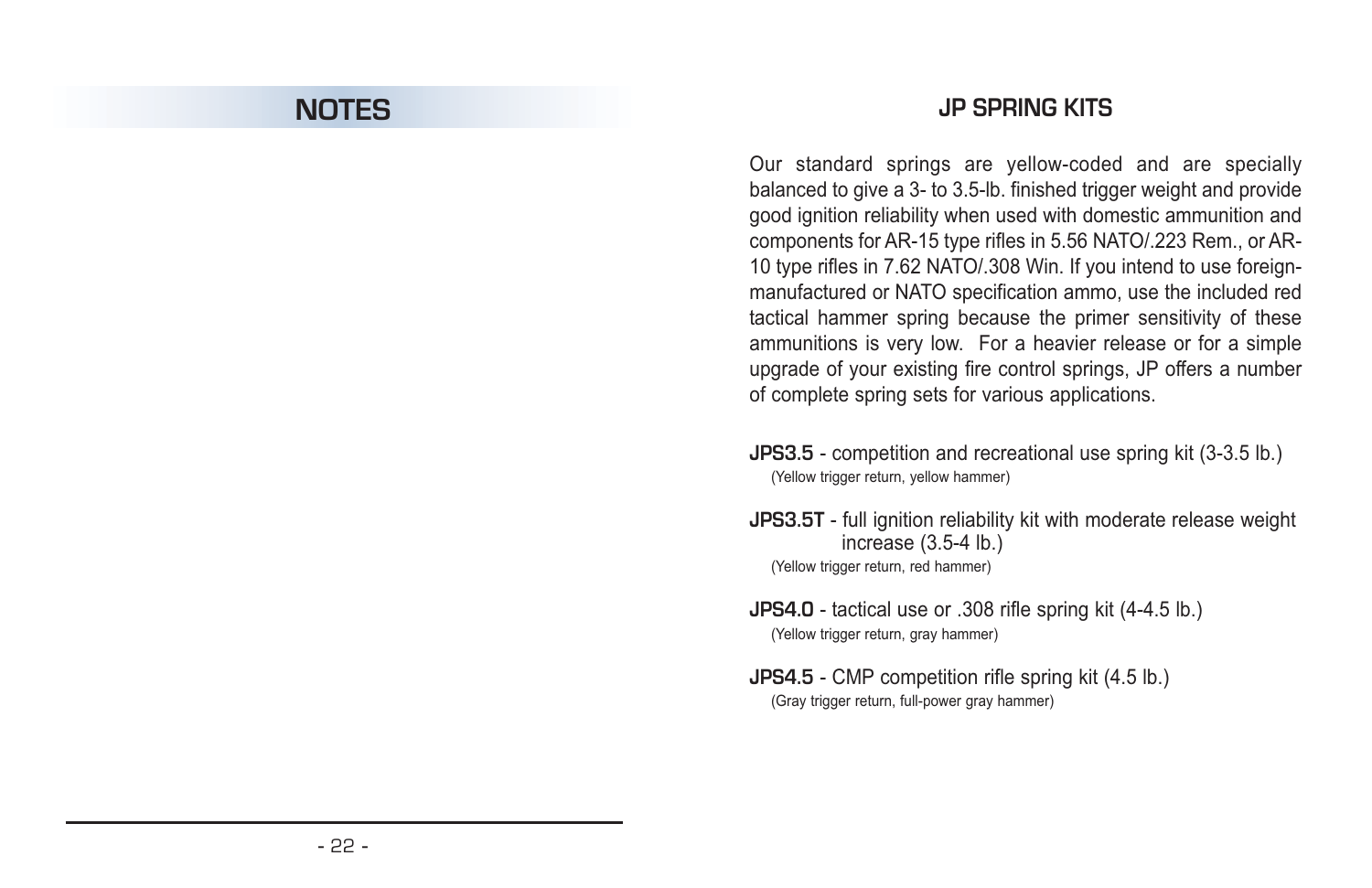## NOTES

## JP SPRING KITS

Our standard springs are yellow-coded and are specially balanced to give a 3- to 3.5-lb. finished trigger weight and provide good ignition reliability when used with domestic ammunition and components for AR-15 type rifles in 5.56 NATO/.223 Rem., or AR-10 type rifles in 7.62 NATO/.308 Win. If you intend to use foreign-manufactured or NATO specification ammo, use the included red tactical hammer spring because the primer sensitivity of these ammunitions is very low. For a heavier release or for a simple upgrade of your existing fire control springs, JP offers a number of complete spring sets for various applications.

**JPS3.5** - competition and recreational use spring kit (3-3.5 lb.)
(Yellow trigger return, yellow hammer)

**JPS3.5T** - full ignition reliability kit with moderate release weight increase (3.5-4 lb.)
(Yellow trigger return, red hammer)

**JPS4.0** - tactical use or .308 rifle spring kit (4-4.5 lb.)
(Yellow trigger return, gray hammer)

**JPS4.5** - CMP competition rifle spring kit (4.5 lb.)
(Gray trigger return, full-power gray hammer)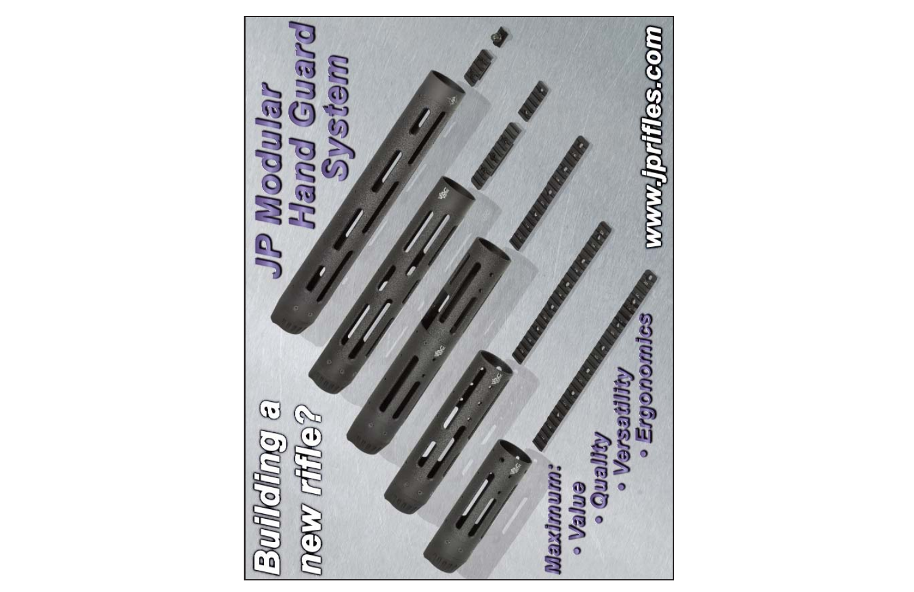# JP Modular Hand Guard System

## Building a new rifle?

Maximum:

- Value
- Quality
- Versatility
- Ergonomics

www.jprifles.com